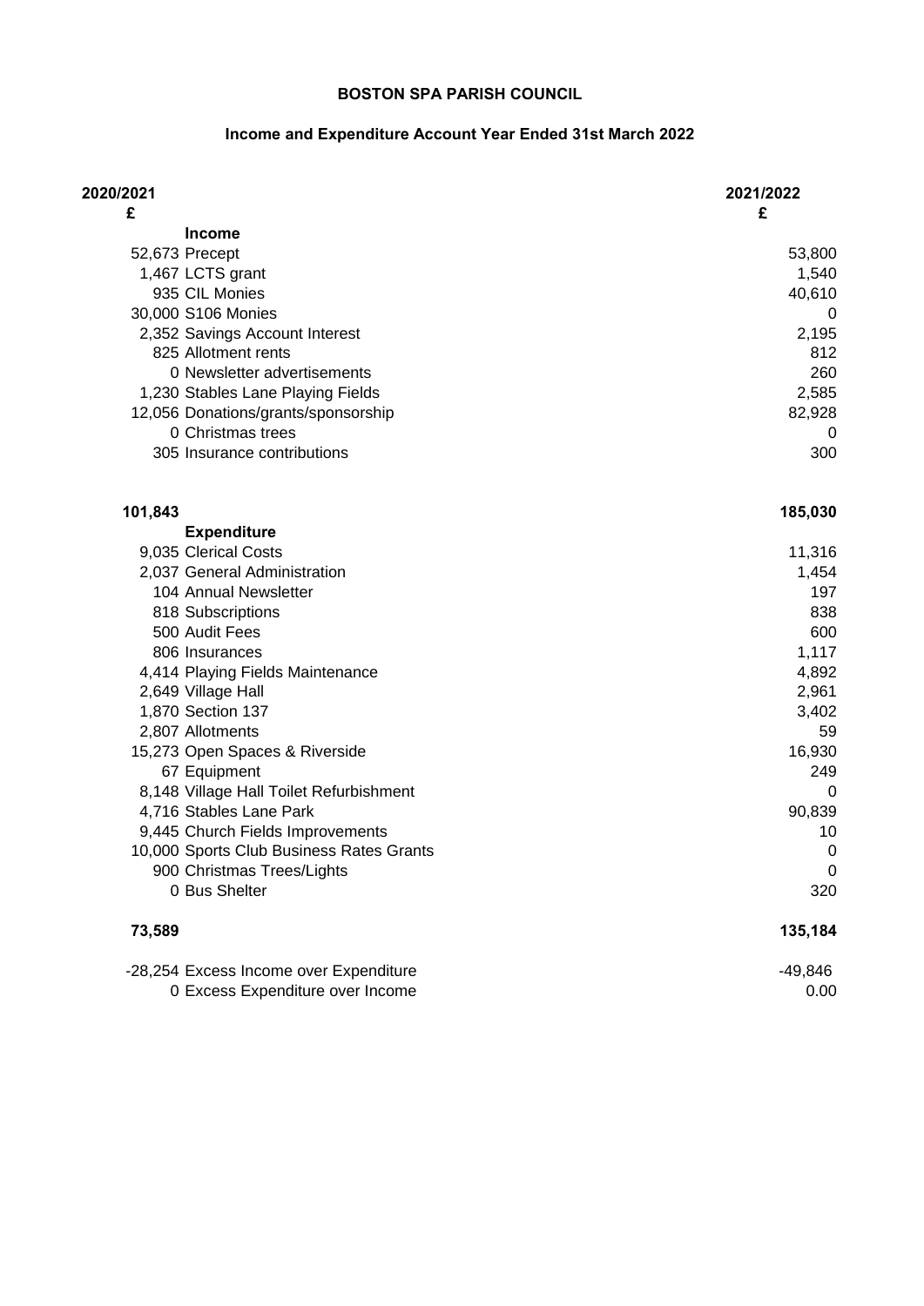# BOSTON SPA PARISH COUNCIL

## Income and Expenditure Account Year Ended 31st March 2022

| 2020/2021 £ | | 2021/2022 £ |
|---|---|---|
| | **Income** | |
| 52,673 | Precept | 53,800 |
| 1,467 | LCTS grant | 1,540 |
| 935 | CIL Monies | 40,610 |
| 30,000 | S106 Monies | 0 |
| 2,352 | Savings Account Interest | 2,195 |
| 825 | Allotment rents | 812 |
| 0 | Newsletter advertisements | 260 |
| 1,230 | Stables Lane Playing Fields | 2,585 |
| 12,056 | Donations/grants/sponsorship | 82,928 |
| 0 | Christmas trees | 0 |
| 305 | Insurance contributions | 300 |
| **101,843** | | **185,030** |
| | **Expenditure** | |
| 9,035 | Clerical Costs | 11,316 |
| 2,037 | General Administration | 1,454 |
| 104 | Annual Newsletter | 197 |
| 818 | Subscriptions | 838 |
| 500 | Audit Fees | 600 |
| 806 | Insurances | 1,117 |
| 4,414 | Playing Fields Maintenance | 4,892 |
| 2,649 | Village Hall | 2,961 |
| 1,870 | Section 137 | 3,402 |
| 2,807 | Allotments | 59 |
| 15,273 | Open Spaces & Riverside | 16,930 |
| 67 | Equipment | 249 |
| 8,148 | Village Hall Toilet Refurbishment | 0 |
| 4,716 | Stables Lane Park | 90,839 |
| 9,445 | Church Fields Improvements | 10 |
| 10,000 | Sports Club Business Rates Grants | 0 |
| 900 | Christmas Trees/Lights | 0 |
| 0 | Bus Shelter | 320 |
| **73,589** | | **135,184** |
| -28,254 | Excess Income over Expenditure | -49,846 |
| 0 | Excess Expenditure over Income | 0.00 |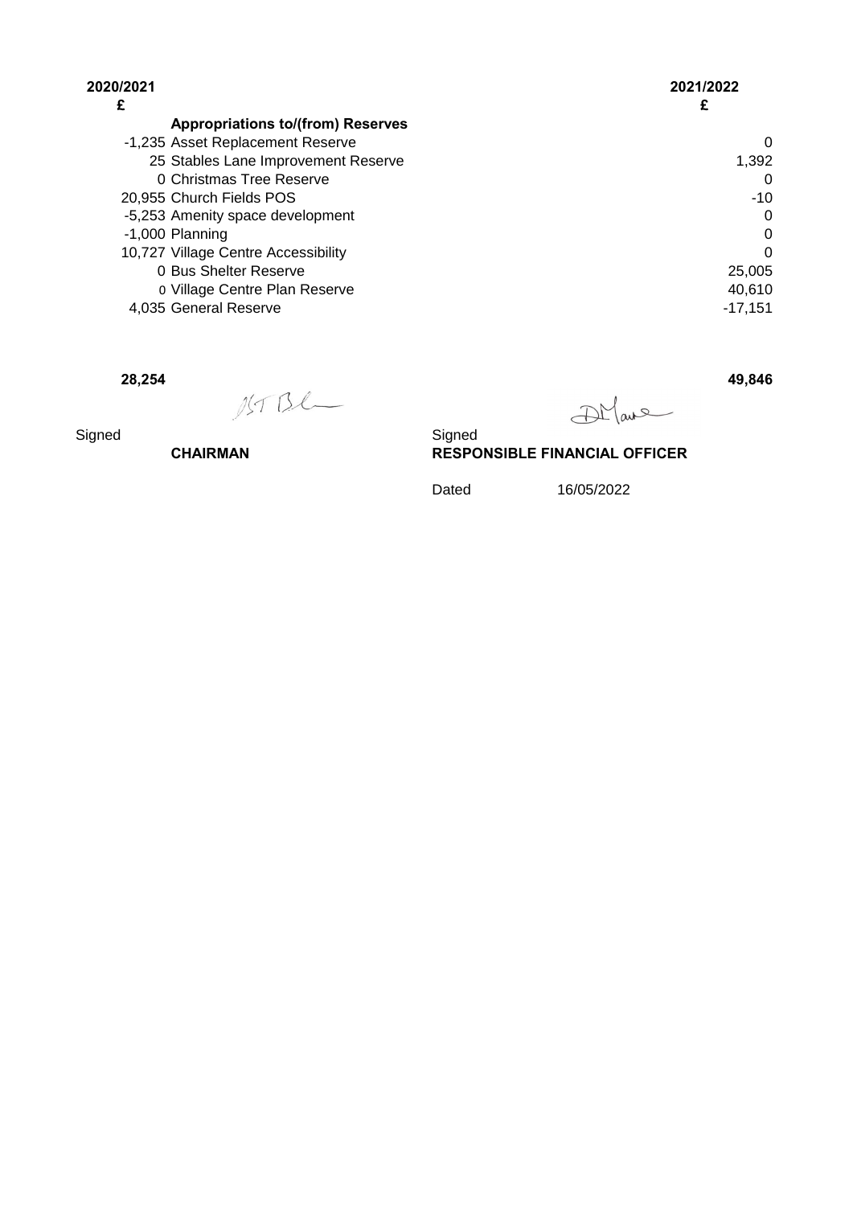| 2020/2021 | | 2021/2022 |
|---|---|---|
| £ | | £ |
| | **Appropriations to/(from) Reserves** | |
| -1,235 | Asset Replacement Reserve | 0 |
| 25 | Stables Lane Improvement Reserve | 1,392 |
| 0 | Christmas Tree Reserve | 0 |
| 20,955 | Church Fields POS | -10 |
| -5,253 | Amenity space development | 0 |
| -1,000 | Planning | 0 |
| 10,727 | Village Centre Accessibility | 0 |
| 0 | Bus Shelter Reserve | 25,005 |
| 0 | Village Centre Plan Reserve | 40,610 |
| 4,035 | General Reserve | -17,151 |
| | | |
| **28,254** | | **49,846** |

Signed
**CHAIRMAN**

Signed
**RESPONSIBLE FINANCIAL OFFICER**

Dated 16/05/2022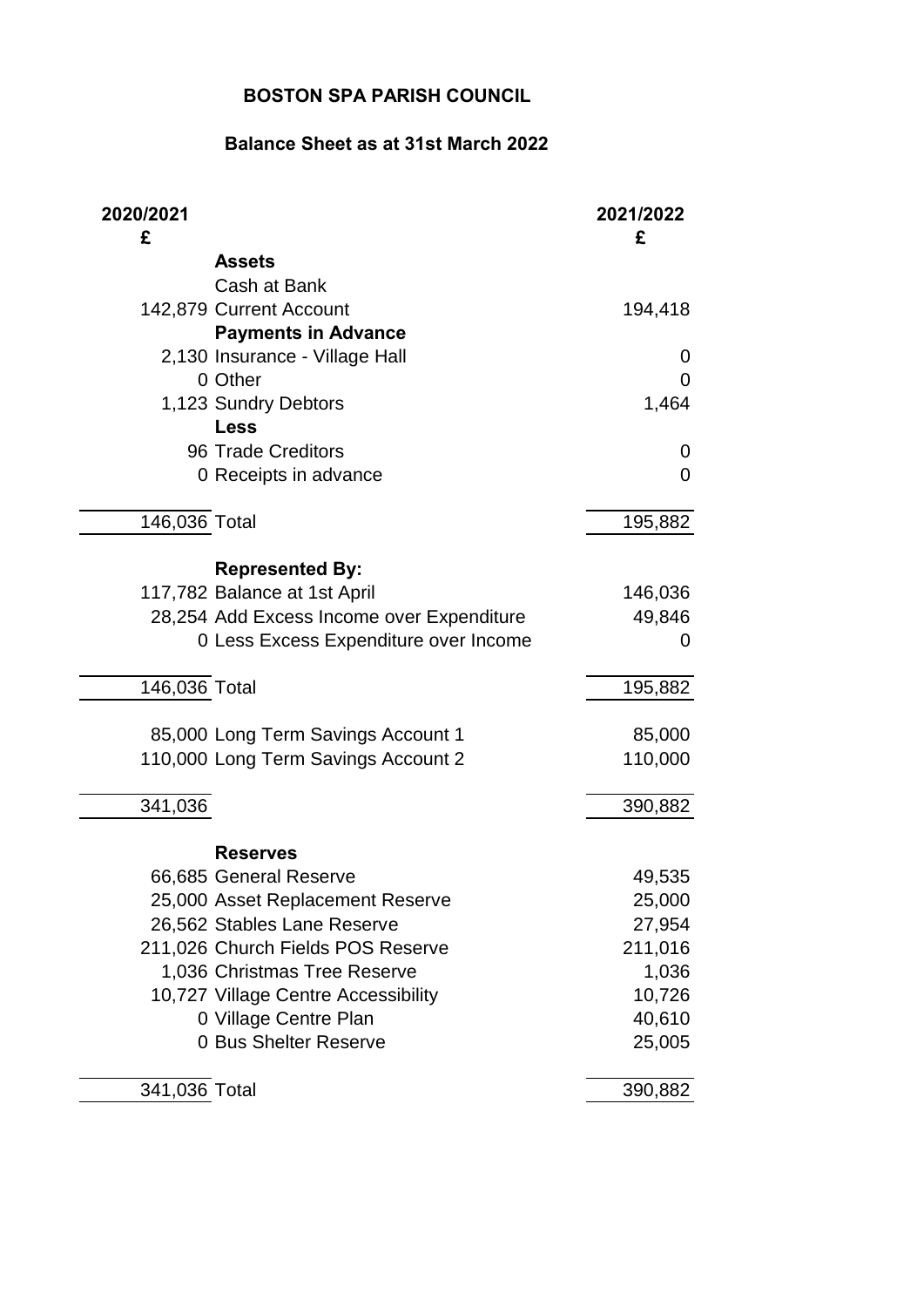# BOSTON SPA PARISH COUNCIL

## Balance Sheet as at 31st March 2022

| 2020/2021 £ | | 2021/2022 £ |
|---|---|---|
| | **Assets** | |
| | Cash at Bank | |
| 142,879 | Current Account | 194,418 |
| | **Payments in Advance** | |
| 2,130 | Insurance - Village Hall | 0 |
| 0 | Other | 0 |
| 1,123 | Sundry Debtors | 1,464 |
| | **Less** | |
| 96 | Trade Creditors | 0 |
| 0 | Receipts in advance | 0 |
| 146,036 | Total | 195,882 |
| | **Represented By:** | |
| 117,782 | Balance at 1st April | 146,036 |
| 28,254 | Add Excess Income over Expenditure | 49,846 |
| 0 | Less Excess Expenditure over Income | 0 |
| 146,036 | Total | 195,882 |
| 85,000 | Long Term Savings Account 1 | 85,000 |
| 110,000 | Long Term Savings Account 2 | 110,000 |
| 341,036 | | 390,882 |
| | **Reserves** | |
| 66,685 | General Reserve | 49,535 |
| 25,000 | Asset Replacement Reserve | 25,000 |
| 26,562 | Stables Lane Reserve | 27,954 |
| 211,026 | Church Fields POS Reserve | 211,016 |
| 1,036 | Christmas Tree Reserve | 1,036 |
| 10,727 | Village Centre Accessibility | 10,726 |
| 0 | Village Centre Plan | 40,610 |
| 0 | Bus Shelter Reserve | 25,005 |
| 341,036 | Total | 390,882 |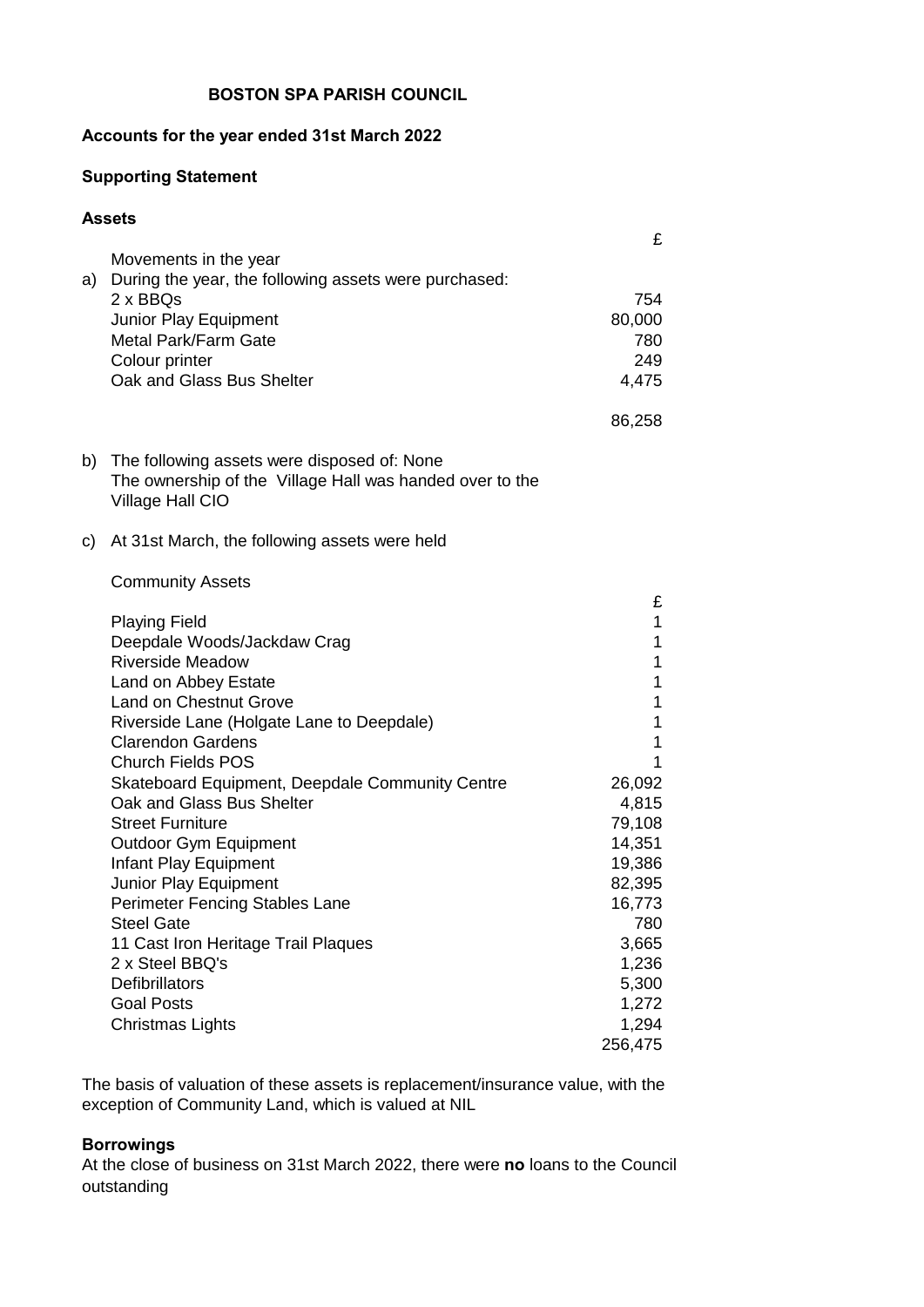**BOSTON SPA PARISH COUNCIL**

**Accounts for the year ended 31st March 2022**

**Supporting Statement**

**Assets**

| | | £ |
|---|---|---|
| | Movements in the year | |
| a) | During the year, the following assets were purchased: | |
| | 2 x BBQs | 754 |
| | Junior Play Equipment | 80,000 |
| | Metal Park/Farm Gate | 780 |
| | Colour printer | 249 |
| | Oak and Glass Bus Shelter | 4,475 |
| | | 86,258 |

b) The following assets were disposed of: None
The ownership of the Village Hall was handed over to the Village Hall CIO

c) At 31st March, the following assets were held

Community Assets

| | £ |
|---|---|
| Playing Field | 1 |
| Deepdale Woods/Jackdaw Crag | 1 |
| Riverside Meadow | 1 |
| Land on Abbey Estate | 1 |
| Land on Chestnut Grove | 1 |
| Riverside Lane (Holgate Lane to Deepdale) | 1 |
| Clarendon Gardens | 1 |
| Church Fields POS | 1 |
| Skateboard Equipment, Deepdale Community Centre | 26,092 |
| Oak and Glass Bus Shelter | 4,815 |
| Street Furniture | 79,108 |
| Outdoor Gym Equipment | 14,351 |
| Infant Play Equipment | 19,386 |
| Junior Play Equipment | 82,395 |
| Perimeter Fencing Stables Lane | 16,773 |
| Steel Gate | 780 |
| 11 Cast Iron Heritage Trail Plaques | 3,665 |
| 2 x Steel BBQ's | 1,236 |
| Defibrillators | 5,300 |
| Goal Posts | 1,272 |
| Christmas Lights | 1,294 |
| | 256,475 |

The basis of valuation of these assets is replacement/insurance value, with the exception of Community Land, which is valued at NIL

**Borrowings**

At the close of business on 31st March 2022, there were **no** loans to the Council outstanding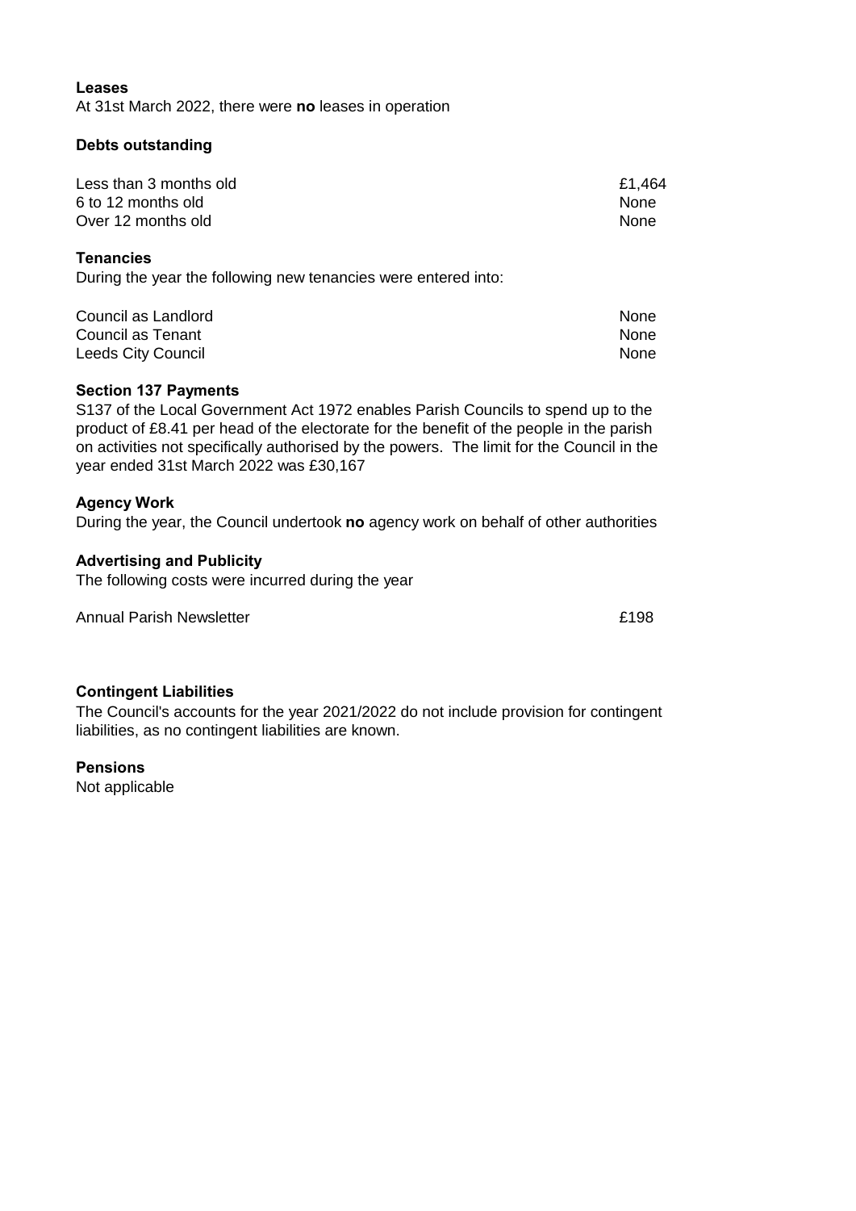**Leases**

At 31st March 2022, there were **no** leases in operation

**Debts outstanding**

| | |
|---|---|
| Less than 3 months old | £1,464 |
| 6 to 12 months old | None |
| Over 12 months old | None |

**Tenancies**

During the year the following new tenancies were entered into:

| | |
|---|---|
| Council as Landlord | None |
| Council as Tenant | None |
| Leeds City Council | None |

**Section 137 Payments**

S137 of the Local Government Act 1972 enables Parish Councils to spend up to the product of £8.41 per head of the electorate for the benefit of the people in the parish on activities not specifically authorised by the powers. The limit for the Council in the year ended 31st March 2022 was £30,167

**Agency Work**

During the year, the Council undertook **no** agency work on behalf of other authorities

**Advertising and Publicity**

The following costs were incurred during the year

| | |
|---|---|
| Annual Parish Newsletter | £198 |

**Contingent Liabilities**

The Council's accounts for the year 2021/2022 do not include provision for contingent liabilities, as no contingent liabilities are known.

**Pensions**

Not applicable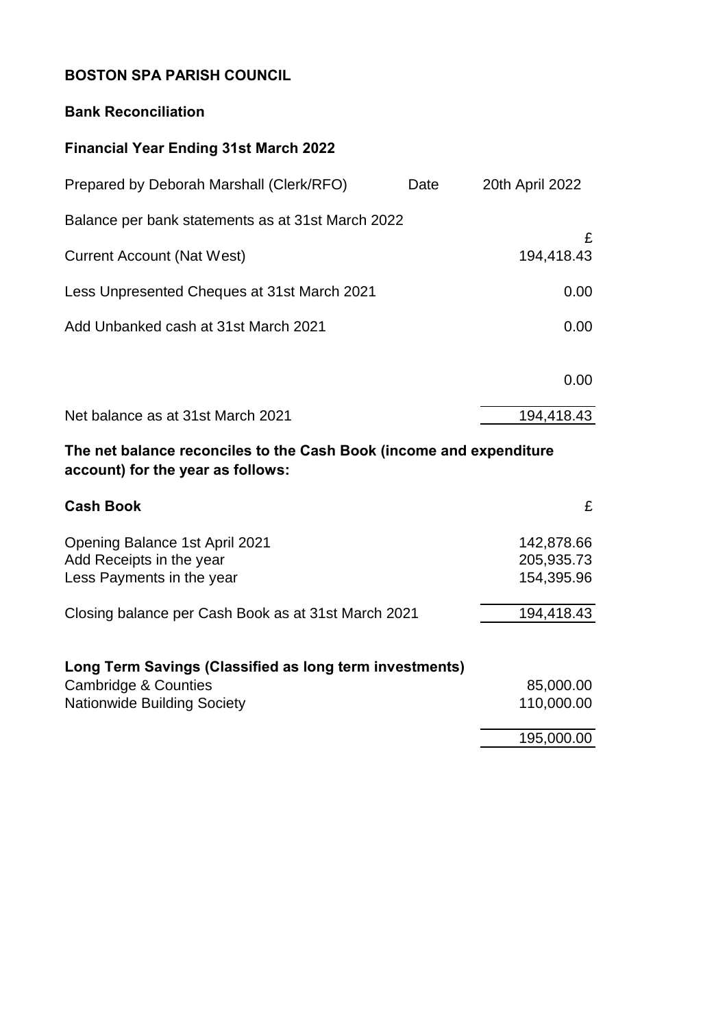**BOSTON SPA PARISH COUNCIL**

**Bank Reconciliation**

**Financial Year Ending 31st March 2022**

| | | |
|---|---|---|
| Prepared by Deborah Marshall (Clerk/RFO) | Date | 20th April 2022 |

| | |
|---|---|
| Balance per bank statements as at 31st March 2022 | £ |
| Current Account (Nat West) | 194,418.43 |
| Less Unpresented Cheques at 31st March 2021 | 0.00 |
| Add Unbanked cash at 31st March 2021 | 0.00 |
| | 0.00 |
| Net balance as at 31st March 2021 | 194,418.43 |

**The net balance reconciles to the Cash Book (income and expenditure account) for the year as follows:**

| **Cash Book** | £ |
|---|---|
| Opening Balance 1st April 2021 | 142,878.66 |
| Add Receipts in the year | 205,935.73 |
| Less Payments in the year | 154,395.96 |
| Closing balance per Cash Book as at 31st March 2021 | 194,418.43 |

| **Long Term Savings (Classified as long term investments)** | |
|---|---|
| Cambridge & Counties | 85,000.00 |
| Nationwide Building Society | 110,000.00 |
| | 195,000.00 |